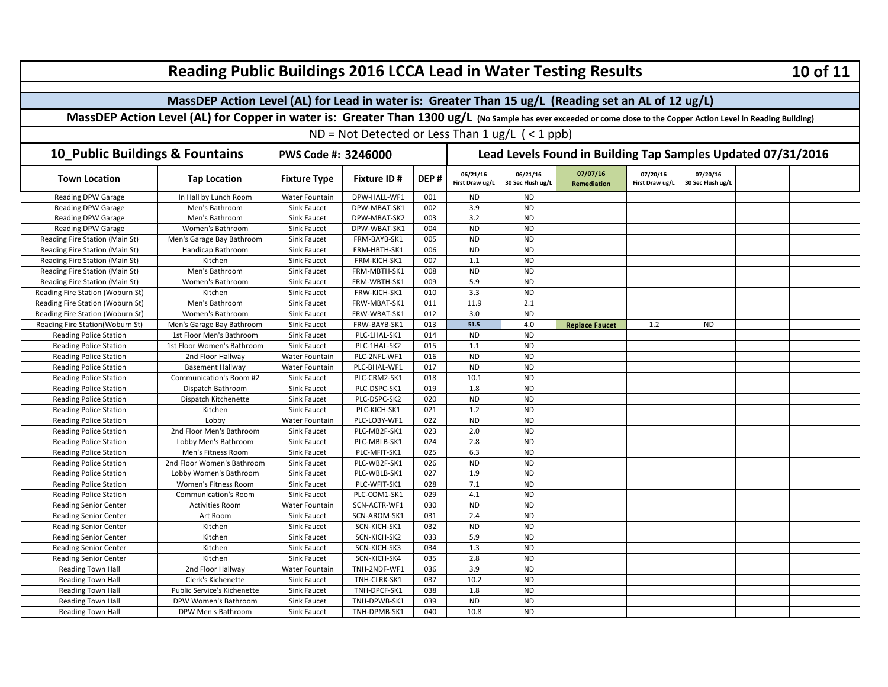# Reading Public Buildings 2016 LCCA Lead in Water Testing Results

**MassDEP Action Level (AL) for Lead in water is: Greater Than 15 ug/L (Reading set an AL of 12 ug/L)**

**MassDEP Action Level (AL) for Copper in water is: Greater Than 1300 ug/L** (No Sample has ever exceeded or come close to the Copper Action Level in Reading Building)

ND = Not Detected or Less Than 1 ug/L ( < 1 ppb)

## 10_Public Buildings & Fountains

**PWS Code #: 3246000**

**Lead Levels Found in Building Tap Samples Updated 07/31/2016**

| Town Location | Tap Location | Fixture Type | Fixture ID # | DEP # | 06/21/16 First Draw ug/L | 06/21/16 30 Sec Flush ug/L | 07/07/16 Remediation | 07/20/16 First Draw ug/L | 07/20/16 30 Sec Flush ug/L | | |
|---|---|---|---|---|---|---|---|---|---|---|---|
| Reading DPW Garage | In Hall by Lunch Room | Water Fountain | DPW-HALL-WF1 | 001 | ND | ND | | | | | |
| Reading DPW Garage | Men's Bathroom | Sink Faucet | DPW-MBAT-SK1 | 002 | 3.9 | ND | | | | | |
| Reading DPW Garage | Men's Bathroom | Sink Faucet | DPW-MBAT-SK2 | 003 | 3.2 | ND | | | | | |
| Reading DPW Garage | Women's Bathroom | Sink Faucet | DPW-WBAT-SK1 | 004 | ND | ND | | | | | |
| Reading Fire Station (Main St) | Men's Garage Bay Bathroom | Sink Faucet | FRM-BAYB-SK1 | 005 | ND | ND | | | | | |
| Reading Fire Station (Main St) | Handicap Bathroom | Sink Faucet | FRM-HBTH-SK1 | 006 | ND | ND | | | | | |
| Reading Fire Station (Main St) | Kitchen | Sink Faucet | FRM-KICH-SK1 | 007 | 1.1 | ND | | | | | |
| Reading Fire Station (Main St) | Men's Bathroom | Sink Faucet | FRM-MBTH-SK1 | 008 | ND | ND | | | | | |
| Reading Fire Station (Main St) | Women's Bathroom | Sink Faucet | FRM-WBTH-SK1 | 009 | 5.9 | ND | | | | | |
| Reading Fire Station (Woburn St) | Kitchen | Sink Faucet | FRW-KICH-SK1 | 010 | 3.3 | ND | | | | | |
| Reading Fire Station (Woburn St) | Men's Bathroom | Sink Faucet | FRW-MBAT-SK1 | 011 | 11.9 | 2.1 | | | | | |
| Reading Fire Station (Woburn St) | Women's Bathroom | Sink Faucet | FRW-WBAT-SK1 | 012 | 3.0 | ND | | | | | |
| Reading Fire Station(Woburn St) | Men's Garage Bay Bathroom | Sink Faucet | FRW-BAYB-SK1 | 013 | 51.5 | 4.0 | Replace Faucet | 1.2 | ND | | |
| Reading Police Station | 1st Floor Men's Bathroom | Sink Faucet | PLC-1HAL-SK1 | 014 | ND | ND | | | | | |
| Reading Police Station | 1st Floor Women's Bathroom | Sink Faucet | PLC-1HAL-SK2 | 015 | 1.1 | ND | | | | | |
| Reading Police Station | 2nd Floor Hallway | Water Fountain | PLC-2NFL-WF1 | 016 | ND | ND | | | | | |
| Reading Police Station | Basement Hallway | Water Fountain | PLC-BHAL-WF1 | 017 | ND | ND | | | | | |
| Reading Police Station | Communication's Room #2 | Sink Faucet | PLC-CRM2-SK1 | 018 | 10.1 | ND | | | | | |
| Reading Police Station | Dispatch Bathroom | Sink Faucet | PLC-DSPC-SK1 | 019 | 1.8 | ND | | | | | |
| Reading Police Station | Dispatch Kitchenette | Sink Faucet | PLC-DSPC-SK2 | 020 | ND | ND | | | | | |
| Reading Police Station | Kitchen | Sink Faucet | PLC-KICH-SK1 | 021 | 1.2 | ND | | | | | |
| Reading Police Station | Lobby | Water Fountain | PLC-LOBY-WF1 | 022 | ND | ND | | | | | |
| Reading Police Station | 2nd Floor Men's Bathroom | Sink Faucet | PLC-MB2F-SK1 | 023 | 2.0 | ND | | | | | |
| Reading Police Station | Lobby Men's Bathroom | Sink Faucet | PLC-MBLB-SK1 | 024 | 2.8 | ND | | | | | |
| Reading Police Station | Men's Fitness Room | Sink Faucet | PLC-MFIT-SK1 | 025 | 6.3 | ND | | | | | |
| Reading Police Station | 2nd Floor Women's Bathroom | Sink Faucet | PLC-WB2F-SK1 | 026 | ND | ND | | | | | |
| Reading Police Station | Lobby Women's Bathroom | Sink Faucet | PLC-WBLB-SK1 | 027 | 1.9 | ND | | | | | |
| Reading Police Station | Women's Fitness Room | Sink Faucet | PLC-WFIT-SK1 | 028 | 7.1 | ND | | | | | |
| Reading Police Station | Communication's Room | Sink Faucet | PLC-COM1-SK1 | 029 | 4.1 | ND | | | | | |
| Reading Senior Center | Activities Room | Water Fountain | SCN-ACTR-WF1 | 030 | ND | ND | | | | | |
| Reading Senior Center | Art Room | Sink Faucet | SCN-AROM-SK1 | 031 | 2.4 | ND | | | | | |
| Reading Senior Center | Kitchen | Sink Faucet | SCN-KICH-SK1 | 032 | ND | ND | | | | | |
| Reading Senior Center | Kitchen | Sink Faucet | SCN-KICH-SK2 | 033 | 5.9 | ND | | | | | |
| Reading Senior Center | Kitchen | Sink Faucet | SCN-KICH-SK3 | 034 | 1.3 | ND | | | | | |
| Reading Senior Center | Kitchen | Sink Faucet | SCN-KICH-SK4 | 035 | 2.8 | ND | | | | | |
| Reading Town Hall | 2nd Floor Hallway | Water Fountain | TNH-2NDF-WF1 | 036 | 3.9 | ND | | | | | |
| Reading Town Hall | Clerk's Kichenette | Sink Faucet | TNH-CLRK-SK1 | 037 | 10.2 | ND | | | | | |
| Reading Town Hall | Public Service's Kichenette | Sink Faucet | TNH-DPCF-SK1 | 038 | 1.8 | ND | | | | | |
| Reading Town Hall | DPW Women's Bathroom | Sink Faucet | TNH-DPWB-SK1 | 039 | ND | ND | | | | | |
| Reading Town Hall | DPW Men's Bathroom | Sink Faucet | TNH-DPMB-SK1 | 040 | 10.8 | ND | | | | | |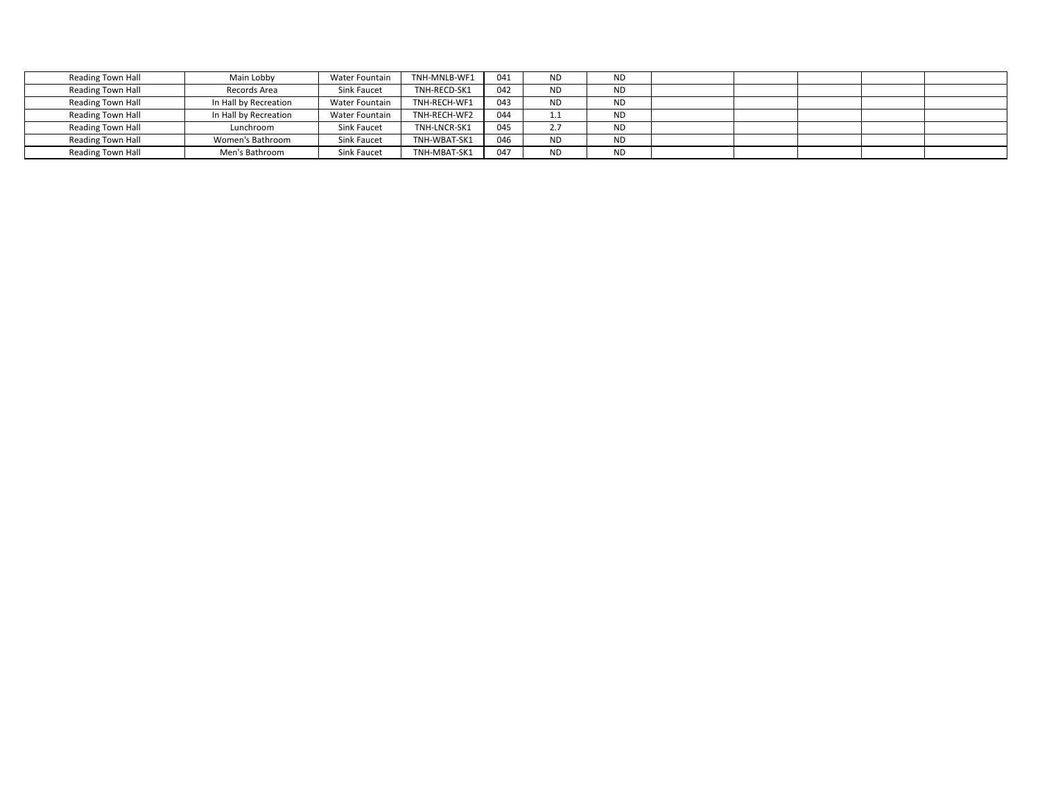| | | | | | | | | | | | |
|---|---|---|---|---|---|---|---|---|---|---|---|
| Reading Town Hall | Main Lobby | Water Fountain | TNH-MNLB-WF1 | 041 | ND | ND | | | | | |
| Reading Town Hall | Records Area | Sink Faucet | TNH-RECD-SK1 | 042 | ND | ND | | | | | |
| Reading Town Hall | In Hall by Recreation | Water Fountain | TNH-RECH-WF1 | 043 | ND | ND | | | | | |
| Reading Town Hall | In Hall by Recreation | Water Fountain | TNH-RECH-WF2 | 044 | 1.1 | ND | | | | | |
| Reading Town Hall | Lunchroom | Sink Faucet | TNH-LNCR-SK1 | 045 | 2.7 | ND | | | | | |
| Reading Town Hall | Women's Bathroom | Sink Faucet | TNH-WBAT-SK1 | 046 | ND | ND | | | | | |
| Reading Town Hall | Men's Bathroom | Sink Faucet | TNH-MBAT-SK1 | 047 | ND | ND | | | | | |